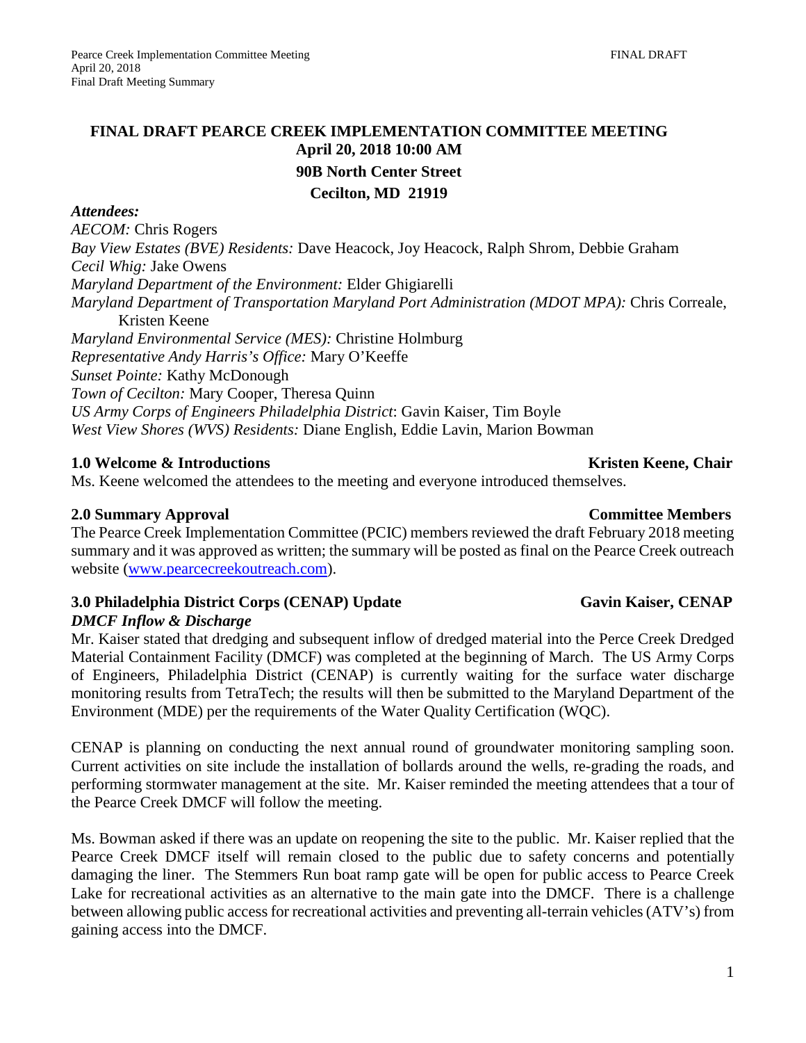# FINAL DRAFT PEARCE CREEK IMPLEMENTATION COMMITTEE MEETING

**April 20, 2018 10:00 AM**

**90B North Center Street**

**Cecilton, MD 21919**

***Attendees:***

*AECOM:* Chris Rogers
*Bay View Estates (BVE) Residents:* Dave Heacock, Joy Heacock, Ralph Shrom, Debbie Graham
*Cecil Whig:* Jake Owens
*Maryland Department of the Environment:* Elder Ghigiarelli
*Maryland Department of Transportation Maryland Port Administration (MDOT MPA):* Chris Correale, Kristen Keene
*Maryland Environmental Service (MES):* Christine Holmburg
*Representative Andy Harris's Office:* Mary O'Keeffe
*Sunset Pointe:* Kathy McDonough
*Town of Cecilton:* Mary Cooper, Theresa Quinn
*US Army Corps of Engineers Philadelphia District*: Gavin Kaiser, Tim Boyle
*West View Shores (WVS) Residents:* Diane English, Eddie Lavin, Marion Bowman

## 1.0 Welcome & Introductions — Kristen Keene, Chair

Ms. Keene welcomed the attendees to the meeting and everyone introduced themselves.

## 2.0 Summary Approval — Committee Members

The Pearce Creek Implementation Committee (PCIC) members reviewed the draft February 2018 meeting summary and it was approved as written; the summary will be posted as final on the Pearce Creek outreach website (www.pearcecreekoutreach.com).

## 3.0 Philadelphia District Corps (CENAP) Update — Gavin Kaiser, CENAP

### *DMCF Inflow & Discharge*

Mr. Kaiser stated that dredging and subsequent inflow of dredged material into the Perce Creek Dredged Material Containment Facility (DMCF) was completed at the beginning of March. The US Army Corps of Engineers, Philadelphia District (CENAP) is currently waiting for the surface water discharge monitoring results from TetraTech; the results will then be submitted to the Maryland Department of the Environment (MDE) per the requirements of the Water Quality Certification (WQC).

CENAP is planning on conducting the next annual round of groundwater monitoring sampling soon. Current activities on site include the installation of bollards around the wells, re-grading the roads, and performing stormwater management at the site. Mr. Kaiser reminded the meeting attendees that a tour of the Pearce Creek DMCF will follow the meeting.

Ms. Bowman asked if there was an update on reopening the site to the public. Mr. Kaiser replied that the Pearce Creek DMCF itself will remain closed to the public due to safety concerns and potentially damaging the liner. The Stemmers Run boat ramp gate will be open for public access to Pearce Creek Lake for recreational activities as an alternative to the main gate into the DMCF. There is a challenge between allowing public access for recreational activities and preventing all-terrain vehicles (ATV's) from gaining access into the DMCF.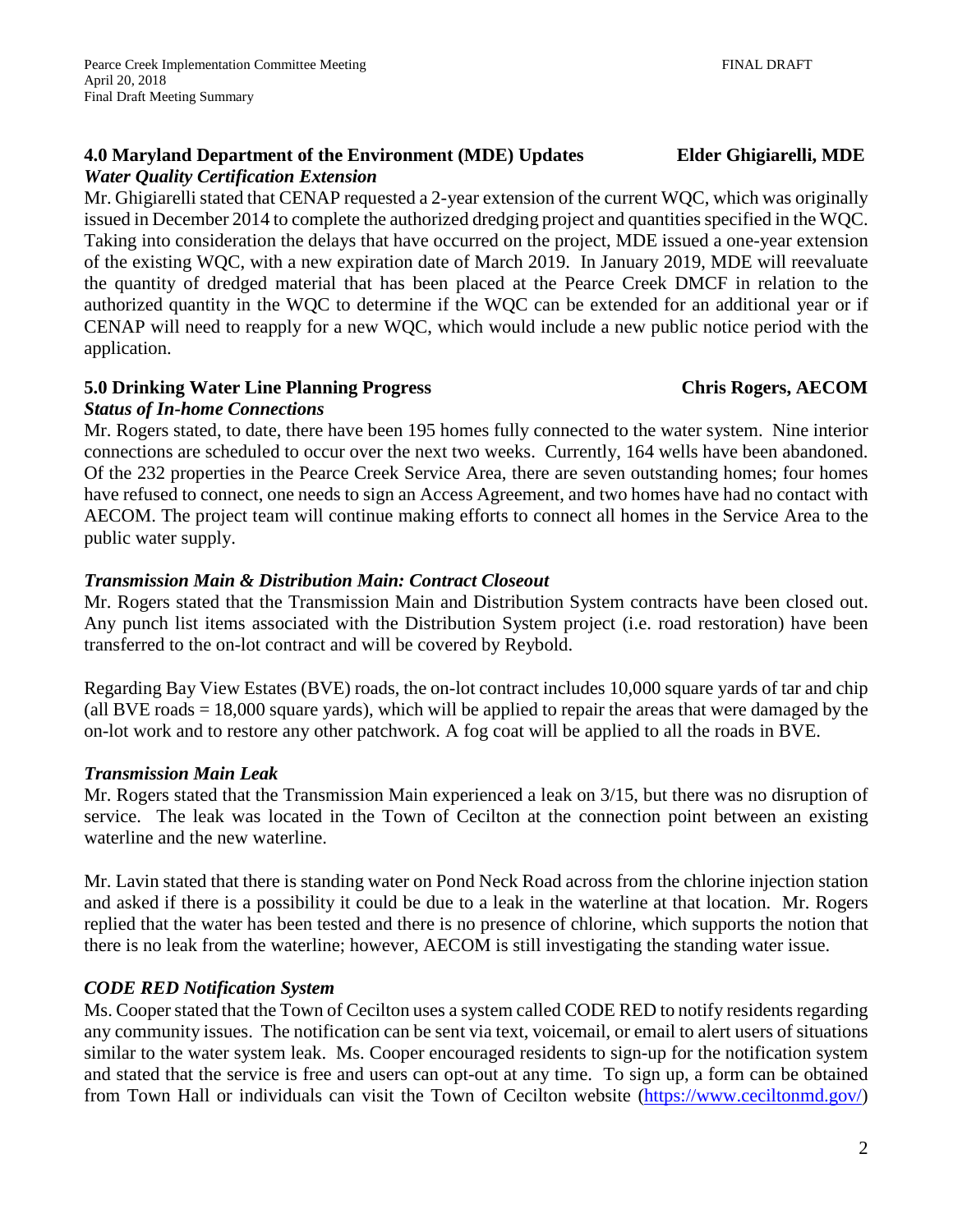## 4.0 Maryland Department of the Environment (MDE) Updates — Elder Ghigiarelli, MDE

***Water Quality Certification Extension***

Mr. Ghigiarelli stated that CENAP requested a 2-year extension of the current WQC, which was originally issued in December 2014 to complete the authorized dredging project and quantities specified in the WQC. Taking into consideration the delays that have occurred on the project, MDE issued a one-year extension of the existing WQC, with a new expiration date of March 2019. In January 2019, MDE will reevaluate the quantity of dredged material that has been placed at the Pearce Creek DMCF in relation to the authorized quantity in the WQC to determine if the WQC can be extended for an additional year or if CENAP will need to reapply for a new WQC, which would include a new public notice period with the application.

## 5.0 Drinking Water Line Planning Progress — Chris Rogers, AECOM

***Status of In-home Connections***

Mr. Rogers stated, to date, there have been 195 homes fully connected to the water system. Nine interior connections are scheduled to occur over the next two weeks. Currently, 164 wells have been abandoned. Of the 232 properties in the Pearce Creek Service Area, there are seven outstanding homes; four homes have refused to connect, one needs to sign an Access Agreement, and two homes have had no contact with AECOM. The project team will continue making efforts to connect all homes in the Service Area to the public water supply.

***Transmission Main & Distribution Main: Contract Closeout***

Mr. Rogers stated that the Transmission Main and Distribution System contracts have been closed out. Any punch list items associated with the Distribution System project (i.e. road restoration) have been transferred to the on-lot contract and will be covered by Reybold.

Regarding Bay View Estates (BVE) roads, the on-lot contract includes 10,000 square yards of tar and chip (all BVE roads = 18,000 square yards), which will be applied to repair the areas that were damaged by the on-lot work and to restore any other patchwork. A fog coat will be applied to all the roads in BVE.

***Transmission Main Leak***

Mr. Rogers stated that the Transmission Main experienced a leak on 3/15, but there was no disruption of service. The leak was located in the Town of Cecilton at the connection point between an existing waterline and the new waterline.

Mr. Lavin stated that there is standing water on Pond Neck Road across from the chlorine injection station and asked if there is a possibility it could be due to a leak in the waterline at that location. Mr. Rogers replied that the water has been tested and there is no presence of chlorine, which supports the notion that there is no leak from the waterline; however, AECOM is still investigating the standing water issue.

***CODE RED Notification System***

Ms. Cooper stated that the Town of Cecilton uses a system called CODE RED to notify residents regarding any community issues. The notification can be sent via text, voicemail, or email to alert users of situations similar to the water system leak. Ms. Cooper encouraged residents to sign-up for the notification system and stated that the service is free and users can opt-out at any time. To sign up, a form can be obtained from Town Hall or individuals can visit the Town of Cecilton website (https://www.ceciltonmd.gov/)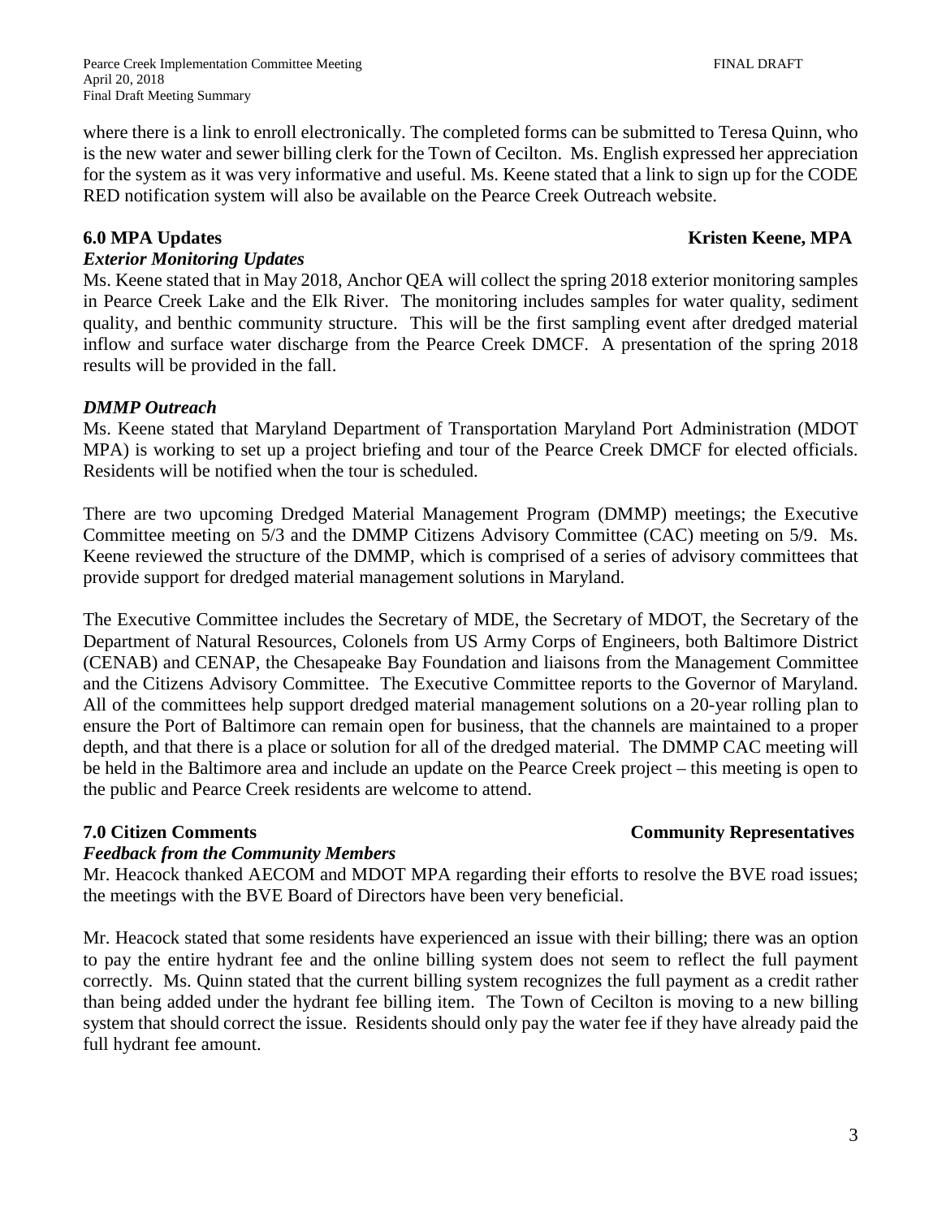where there is a link to enroll electronically. The completed forms can be submitted to Teresa Quinn, who is the new water and sewer billing clerk for the Town of Cecilton. Ms. English expressed her appreciation for the system as it was very informative and useful. Ms. Keene stated that a link to sign up for the CODE RED notification system will also be available on the Pearce Creek Outreach website.

## 6.0 MPA Updates — Kristen Keene, MPA

### *Exterior Monitoring Updates*

Ms. Keene stated that in May 2018, Anchor QEA will collect the spring 2018 exterior monitoring samples in Pearce Creek Lake and the Elk River. The monitoring includes samples for water quality, sediment quality, and benthic community structure. This will be the first sampling event after dredged material inflow and surface water discharge from the Pearce Creek DMCF. A presentation of the spring 2018 results will be provided in the fall.

### *DMMP Outreach*

Ms. Keene stated that Maryland Department of Transportation Maryland Port Administration (MDOT MPA) is working to set up a project briefing and tour of the Pearce Creek DMCF for elected officials. Residents will be notified when the tour is scheduled.

There are two upcoming Dredged Material Management Program (DMMP) meetings; the Executive Committee meeting on 5/3 and the DMMP Citizens Advisory Committee (CAC) meeting on 5/9. Ms. Keene reviewed the structure of the DMMP, which is comprised of a series of advisory committees that provide support for dredged material management solutions in Maryland.

The Executive Committee includes the Secretary of MDE, the Secretary of MDOT, the Secretary of the Department of Natural Resources, Colonels from US Army Corps of Engineers, both Baltimore District (CENAB) and CENAP, the Chesapeake Bay Foundation and liaisons from the Management Committee and the Citizens Advisory Committee. The Executive Committee reports to the Governor of Maryland. All of the committees help support dredged material management solutions on a 20-year rolling plan to ensure the Port of Baltimore can remain open for business, that the channels are maintained to a proper depth, and that there is a place or solution for all of the dredged material. The DMMP CAC meeting will be held in the Baltimore area and include an update on the Pearce Creek project – this meeting is open to the public and Pearce Creek residents are welcome to attend.

## 7.0 Citizen Comments — Community Representatives

### *Feedback from the Community Members*

Mr. Heacock thanked AECOM and MDOT MPA regarding their efforts to resolve the BVE road issues; the meetings with the BVE Board of Directors have been very beneficial.

Mr. Heacock stated that some residents have experienced an issue with their billing; there was an option to pay the entire hydrant fee and the online billing system does not seem to reflect the full payment correctly. Ms. Quinn stated that the current billing system recognizes the full payment as a credit rather than being added under the hydrant fee billing item. The Town of Cecilton is moving to a new billing system that should correct the issue. Residents should only pay the water fee if they have already paid the full hydrant fee amount.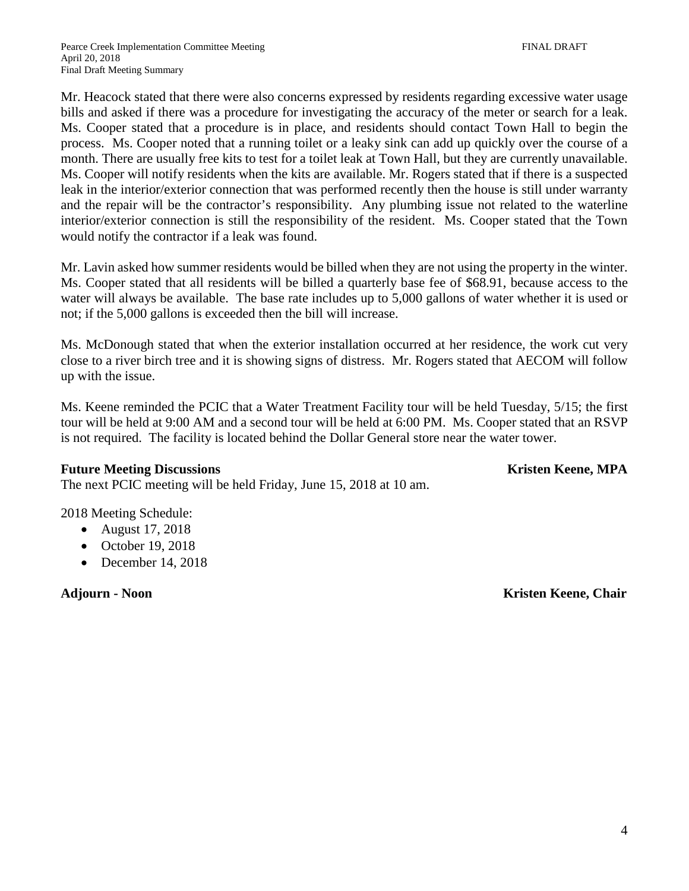Mr. Heacock stated that there were also concerns expressed by residents regarding excessive water usage bills and asked if there was a procedure for investigating the accuracy of the meter or search for a leak. Ms. Cooper stated that a procedure is in place, and residents should contact Town Hall to begin the process. Ms. Cooper noted that a running toilet or a leaky sink can add up quickly over the course of a month. There are usually free kits to test for a toilet leak at Town Hall, but they are currently unavailable. Ms. Cooper will notify residents when the kits are available. Mr. Rogers stated that if there is a suspected leak in the interior/exterior connection that was performed recently then the house is still under warranty and the repair will be the contractor's responsibility. Any plumbing issue not related to the waterline interior/exterior connection is still the responsibility of the resident. Ms. Cooper stated that the Town would notify the contractor if a leak was found.

Mr. Lavin asked how summer residents would be billed when they are not using the property in the winter. Ms. Cooper stated that all residents will be billed a quarterly base fee of $68.91, because access to the water will always be available. The base rate includes up to 5,000 gallons of water whether it is used or not; if the 5,000 gallons is exceeded then the bill will increase.

Ms. McDonough stated that when the exterior installation occurred at her residence, the work cut very close to a river birch tree and it is showing signs of distress. Mr. Rogers stated that AECOM will follow up with the issue.

Ms. Keene reminded the PCIC that a Water Treatment Facility tour will be held Tuesday, 5/15; the first tour will be held at 9:00 AM and a second tour will be held at 6:00 PM. Ms. Cooper stated that an RSVP is not required. The facility is located behind the Dollar General store near the water tower.

**Future Meeting Discussions** **Kristen Keene, MPA**

The next PCIC meeting will be held Friday, June 15, 2018 at 10 am.

2018 Meeting Schedule:

- August 17, 2018
- October 19, 2018
- December 14, 2018

**Adjourn - Noon** **Kristen Keene, Chair**